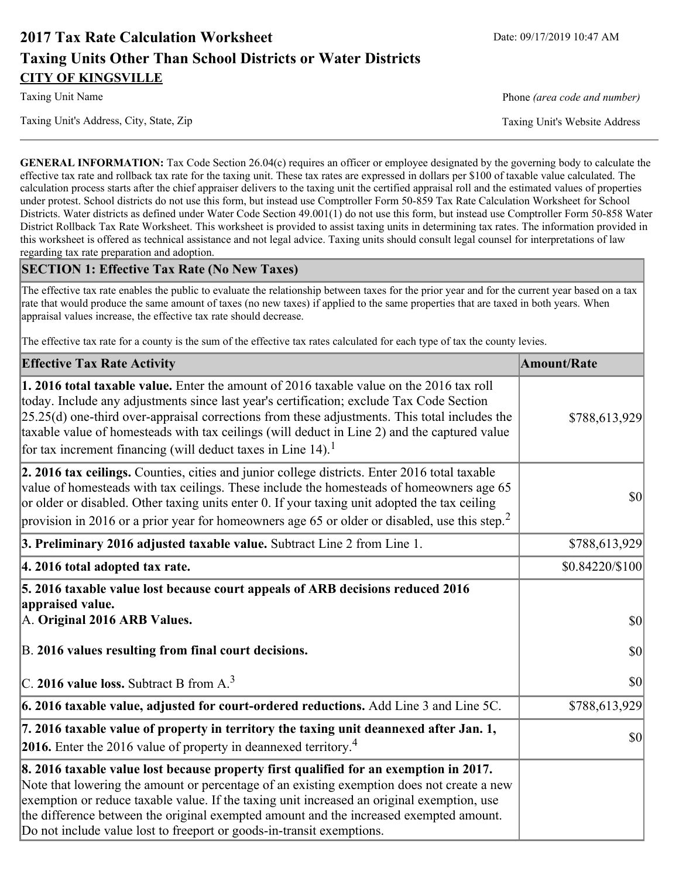# 2017 Tax Rate Calculation Worksheet

Date: 09/17/2019 10:47 AM

## Taxing Units Other Than School Districts or Water Districts

**CITY OF KINGSVILLE**

Taxing Unit Name | Phone *(area code and number)*

Taxing Unit's Address, City, State, Zip | Taxing Unit's Website Address

**GENERAL INFORMATION:** Tax Code Section 26.04(c) requires an officer or employee designated by the governing body to calculate the effective tax rate and rollback tax rate for the taxing unit. These tax rates are expressed in dollars per $100 of taxable value calculated. The calculation process starts after the chief appraiser delivers to the taxing unit the certified appraisal roll and the estimated values of properties under protest. School districts do not use this form, but instead use Comptroller Form 50-859 Tax Rate Calculation Worksheet for School Districts. Water districts as defined under Water Code Section 49.001(1) do not use this form, but instead use Comptroller Form 50-858 Water District Rollback Tax Rate Worksheet. This worksheet is provided to assist taxing units in determining tax rates. The information provided in this worksheet is offered as technical assistance and not legal advice. Taxing units should consult legal counsel for interpretations of law regarding tax rate preparation and adoption.

### SECTION 1: Effective Tax Rate (No New Taxes)

The effective tax rate enables the public to evaluate the relationship between taxes for the prior year and for the current year based on a tax rate that would produce the same amount of taxes (no new taxes) if applied to the same properties that are taxed in both years. When appraisal values increase, the effective tax rate should decrease.

The effective tax rate for a county is the sum of the effective tax rates calculated for each type of tax the county levies.

| Effective Tax Rate Activity | Amount/Rate |
|---|---|
| **1. 2016 total taxable value.** Enter the amount of 2016 taxable value on the 2016 tax roll today. Include any adjustments since last year's certification; exclude Tax Code Section 25.25(d) one-third over-appraisal corrections from these adjustments. This total includes the taxable value of homesteads with tax ceilings (will deduct in Line 2) and the captured value for tax increment financing (will deduct taxes in Line 14).[1] | $788,613,929 |
| **2. 2016 tax ceilings.** Counties, cities and junior college districts. Enter 2016 total taxable value of homesteads with tax ceilings. These include the homesteads of homeowners age 65 or older or disabled. Other taxing units enter 0. If your taxing unit adopted the tax ceiling provision in 2016 or a prior year for homeowners age 65 or older or disabled, use this step.[2] | $0 |
| **3. Preliminary 2016 adjusted taxable value.** Subtract Line 2 from Line 1. | $788,613,929 |
| **4. 2016 total adopted tax rate.** | $0.84220/$100 |
| **5. 2016 taxable value lost because court appeals of ARB decisions reduced 2016 appraised value.** | |
| A. **Original 2016 ARB Values.** | $0 |
| B. **2016 values resulting from final court decisions.** | $0 |
| C. **2016 value loss.** Subtract B from A.[3] | $0 |
| **6. 2016 taxable value, adjusted for court-ordered reductions.** Add Line 3 and Line 5C. | $788,613,929 |
| **7. 2016 taxable value of property in territory the taxing unit deannexed after Jan. 1, 2016.** Enter the 2016 value of property in deannexed territory.[4] | $0 |
| **8. 2016 taxable value lost because property first qualified for an exemption in 2017.** Note that lowering the amount or percentage of an existing exemption does not create a new exemption or reduce taxable value. If the taxing unit increased an original exemption, use the difference between the original exempted amount and the increased exempted amount. Do not include value lost to freeport or goods-in-transit exemptions. | |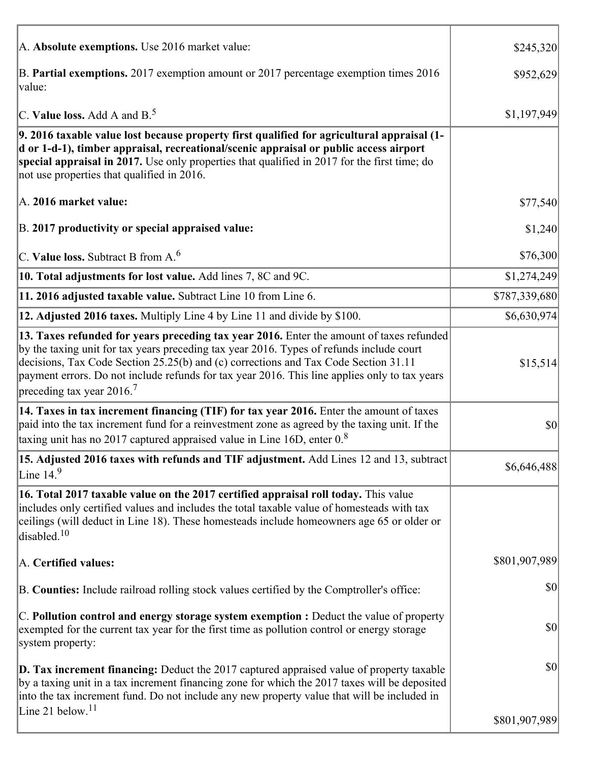| | |
|---|---|
| A. **Absolute exemptions.** Use 2016 market value: | $245,320 |
| B. **Partial exemptions.** 2017 exemption amount or 2017 percentage exemption times 2016 value: | $952,629 |
| C. **Value loss.** Add A and B.[5] | $1,197,949 |
| **9. 2016 taxable value lost because property first qualified for agricultural appraisal (1-d or 1-d-1), timber appraisal, recreational/scenic appraisal or public access airport special appraisal in 2017.** Use only properties that qualified in 2017 for the first time; do not use properties that qualified in 2016. | |
| A. **2016 market value:** | $77,540 |
| B. **2017 productivity or special appraised value:** | $1,240 |
| C. **Value loss.** Subtract B from A.[6] | $76,300 |
| **10. Total adjustments for lost value.** Add lines 7, 8C and 9C. | $1,274,249 |
| **11. 2016 adjusted taxable value.** Subtract Line 10 from Line 6. | $787,339,680 |
| **12. Adjusted 2016 taxes.** Multiply Line 4 by Line 11 and divide by $100. | $6,630,974 |
| **13. Taxes refunded for years preceding tax year 2016.** Enter the amount of taxes refunded by the taxing unit for tax years preceding tax year 2016. Types of refunds include court decisions, Tax Code Section 25.25(b) and (c) corrections and Tax Code Section 31.11 payment errors. Do not include refunds for tax year 2016. This line applies only to tax years preceding tax year 2016.[7] | $15,514 |
| **14. Taxes in tax increment financing (TIF) for tax year 2016.** Enter the amount of taxes paid into the tax increment fund for a reinvestment zone as agreed by the taxing unit. If the taxing unit has no 2017 captured appraised value in Line 16D, enter 0.[8] | $0 |
| **15. Adjusted 2016 taxes with refunds and TIF adjustment.** Add Lines 12 and 13, subtract Line 14.[9] | $6,646,488 |
| **16. Total 2017 taxable value on the 2017 certified appraisal roll today.** This value includes only certified values and includes the total taxable value of homesteads with tax ceilings (will deduct in Line 18). These homesteads include homeowners age 65 or older or disabled.[10] | |
| A. **Certified values:** | $801,907,989 |
| B. **Counties:** Include railroad rolling stock values certified by the Comptroller's office: | $0 |
| C. **Pollution control and energy storage system exemption :** Deduct the value of property exempted for the current tax year for the first time as pollution control or energy storage system property: | $0 |
| **D. Tax increment financing:** Deduct the 2017 captured appraised value of property taxable by a taxing unit in a tax increment financing zone for which the 2017 taxes will be deposited into the tax increment fund. Do not include any new property value that will be included in Line 21 below.[11] | $0<br>$801,907,989 |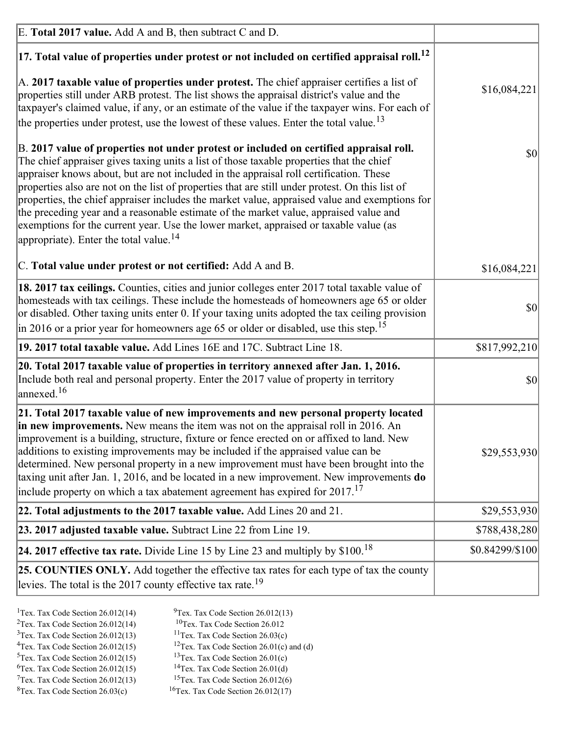| | |
|---|---|
| E. **Total 2017 value.** Add A and B, then subtract C and D. | |
| **17. Total value of properties under protest or not included on certified appraisal roll.**[12] | |
| A. **2017 taxable value of properties under protest.** The chief appraiser certifies a list of properties still under ARB protest. The list shows the appraisal district's value and the taxpayer's claimed value, if any, or an estimate of the value if the taxpayer wins. For each of the properties under protest, use the lowest of these values. Enter the total value.[13] | $16,084,221 |
| B. **2017 value of properties not under protest or included on certified appraisal roll.** The chief appraiser gives taxing units a list of those taxable properties that the chief appraiser knows about, but are not included in the appraisal roll certification. These properties also are not on the list of properties that are still under protest. On this list of properties, the chief appraiser includes the market value, appraised value and exemptions for the preceding year and a reasonable estimate of the market value, appraised value and exemptions for the current year. Use the lower market, appraised or taxable value (as appropriate). Enter the total value.[14] | $0 |
| C. **Total value under protest or not certified:** Add A and B. | $16,084,221 |
| **18. 2017 tax ceilings.** Counties, cities and junior colleges enter 2017 total taxable value of homesteads with tax ceilings. These include the homesteads of homeowners age 65 or older or disabled. Other taxing units enter 0. If your taxing units adopted the tax ceiling provision in 2016 or a prior year for homeowners age 65 or older or disabled, use this step.[15] | $0 |
| **19. 2017 total taxable value.** Add Lines 16E and 17C. Subtract Line 18. | $817,992,210 |
| **20. Total 2017 taxable value of properties in territory annexed after Jan. 1, 2016.** Include both real and personal property. Enter the 2017 value of property in territory annexed.[16] | $0 |
| **21. Total 2017 taxable value of new improvements and new personal property located in new improvements.** New means the item was not on the appraisal roll in 2016. An improvement is a building, structure, fixture or fence erected on or affixed to land. New additions to existing improvements may be included if the appraised value can be determined. New personal property in a new improvement must have been brought into the taxing unit after Jan. 1, 2016, and be located in a new improvement. New improvements **do** include property on which a tax abatement agreement has expired for 2017.[17] | $29,553,930 |
| **22. Total adjustments to the 2017 taxable value.** Add Lines 20 and 21. | $29,553,930 |
| **23. 2017 adjusted taxable value.** Subtract Line 22 from Line 19. | $788,438,280 |
| **24. 2017 effective tax rate.** Divide Line 15 by Line 23 and multiply by $100.[18] | $0.84299/$100 |
| **25. COUNTIES ONLY.** Add together the effective tax rates for each type of tax the county levies. The total is the 2017 county effective tax rate.[19] | |

[1]Tex. Tax Code Section 26.012(14)
[2]Tex. Tax Code Section 26.012(14)
[3]Tex. Tax Code Section 26.012(13)
[4]Tex. Tax Code Section 26.012(15)
[5]Tex. Tax Code Section 26.012(15)
[6]Tex. Tax Code Section 26.012(15)
[7]Tex. Tax Code Section 26.012(13)
[8]Tex. Tax Code Section 26.03(c)
[9]Tex. Tax Code Section 26.012(13)
[10]Tex. Tax Code Section 26.012
[11]Tex. Tax Code Section 26.03(c)
[12]Tex. Tax Code Section 26.01(c) and (d)
[13]Tex. Tax Code Section 26.01(c)
[14]Tex. Tax Code Section 26.01(d)
[15]Tex. Tax Code Section 26.012(6)
[16]Tex. Tax Code Section 26.012(17)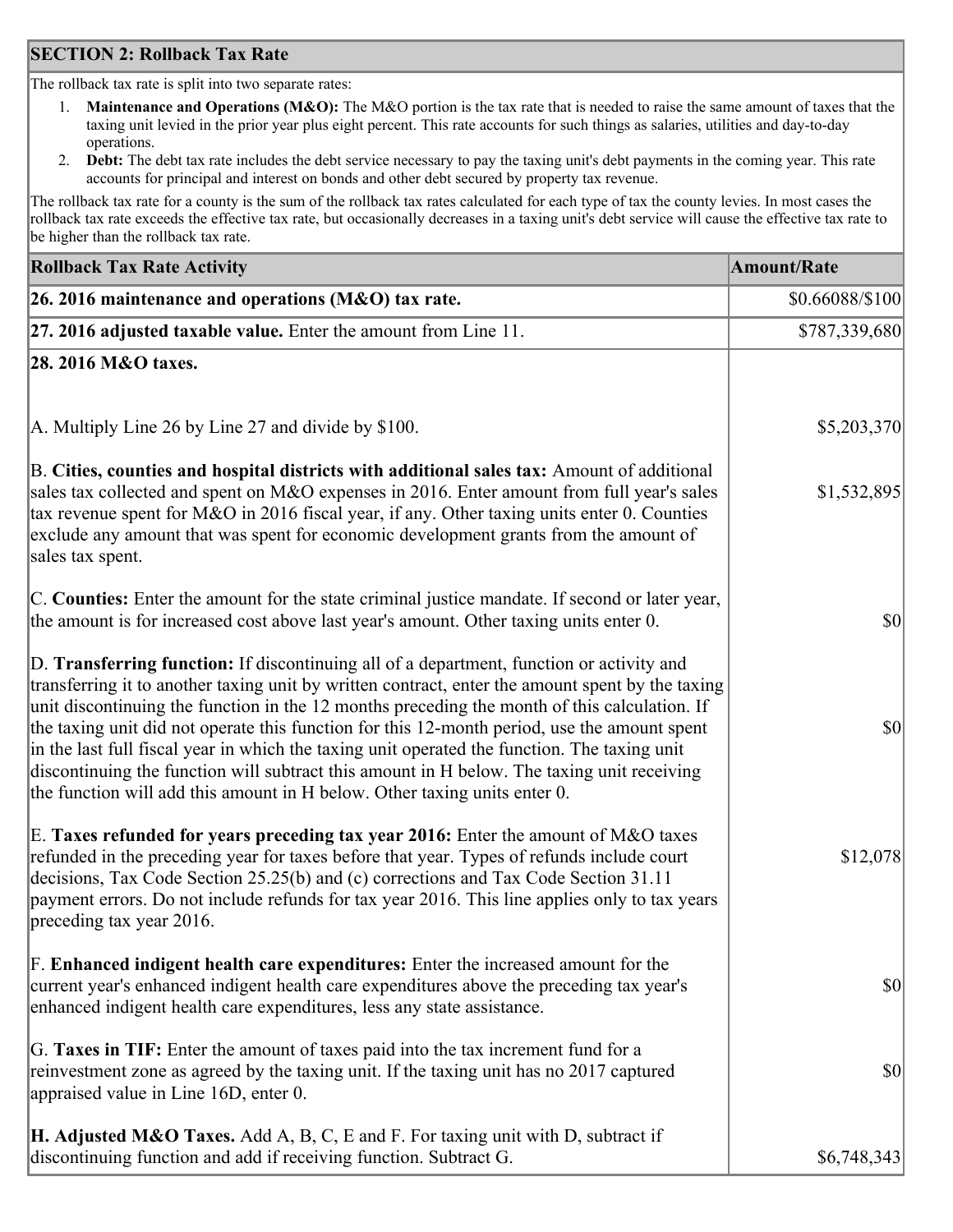## SECTION 2: Rollback Tax Rate

The rollback tax rate is split into two separate rates:

1. **Maintenance and Operations (M&O):** The M&O portion is the tax rate that is needed to raise the same amount of taxes that the taxing unit levied in the prior year plus eight percent. This rate accounts for such things as salaries, utilities and day-to-day operations.
2. **Debt:** The debt tax rate includes the debt service necessary to pay the taxing unit's debt payments in the coming year. This rate accounts for principal and interest on bonds and other debt secured by property tax revenue.

The rollback tax rate for a county is the sum of the rollback tax rates calculated for each type of tax the county levies. In most cases the rollback tax rate exceeds the effective tax rate, but occasionally decreases in a taxing unit's debt service will cause the effective tax rate to be higher than the rollback tax rate.

| Rollback Tax Rate Activity | Amount/Rate |
|---|---|
| **26. 2016 maintenance and operations (M&O) tax rate.** | $0.66088/$100 |
| **27. 2016 adjusted taxable value.** Enter the amount from Line 11. | $787,339,680 |
| **28. 2016 M&O taxes.** | |
| A. Multiply Line 26 by Line 27 and divide by $100. | $5,203,370 |
| B. **Cities, counties and hospital districts with additional sales tax:** Amount of additional sales tax collected and spent on M&O expenses in 2016. Enter amount from full year's sales tax revenue spent for M&O in 2016 fiscal year, if any. Other taxing units enter 0. Counties exclude any amount that was spent for economic development grants from the amount of sales tax spent. | $1,532,895 |
| C. **Counties:** Enter the amount for the state criminal justice mandate. If second or later year, the amount is for increased cost above last year's amount. Other taxing units enter 0. | $0 |
| D. **Transferring function:** If discontinuing all of a department, function or activity and transferring it to another taxing unit by written contract, enter the amount spent by the taxing unit discontinuing the function in the 12 months preceding the month of this calculation. If the taxing unit did not operate this function for this 12-month period, use the amount spent in the last full fiscal year in which the taxing unit operated the function. The taxing unit discontinuing the function will subtract this amount in H below. The taxing unit receiving the function will add this amount in H below. Other taxing units enter 0. | $0 |
| E. **Taxes refunded for years preceding tax year 2016:** Enter the amount of M&O taxes refunded in the preceding year for taxes before that year. Types of refunds include court decisions, Tax Code Section 25.25(b) and (c) corrections and Tax Code Section 31.11 payment errors. Do not include refunds for tax year 2016. This line applies only to tax years preceding tax year 2016. | $12,078 |
| F. **Enhanced indigent health care expenditures:** Enter the increased amount for the current year's enhanced indigent health care expenditures above the preceding tax year's enhanced indigent health care expenditures, less any state assistance. | $0 |
| G. **Taxes in TIF:** Enter the amount of taxes paid into the tax increment fund for a reinvestment zone as agreed by the taxing unit. If the taxing unit has no 2017 captured appraised value in Line 16D, enter 0. | $0 |
| **H. Adjusted M&O Taxes.** Add A, B, C, E and F. For taxing unit with D, subtract if discontinuing function and add if receiving function. Subtract G. | $6,748,343 |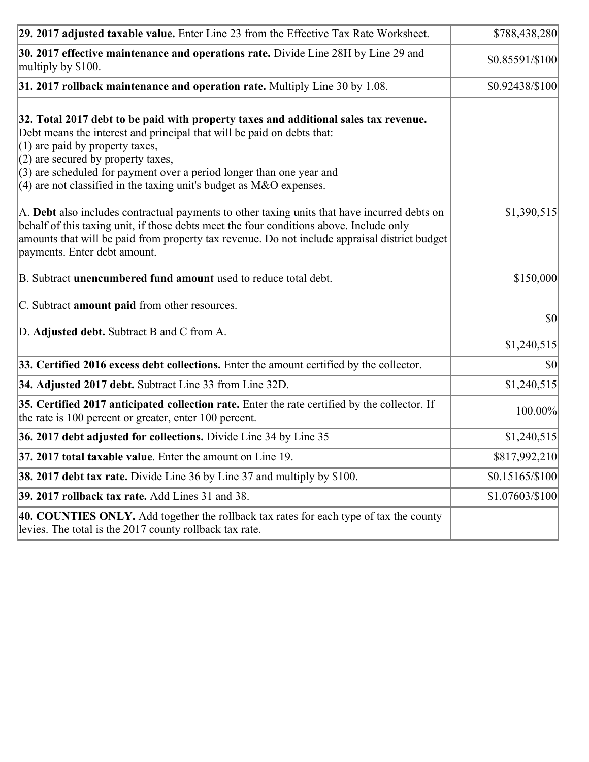| | |
|---|---|
| **29. 2017 adjusted taxable value.** Enter Line 23 from the Effective Tax Rate Worksheet. | $788,438,280 |
| **30. 2017 effective maintenance and operations rate.** Divide Line 28H by Line 29 and multiply by $100. | $0.85591/$100 |
| **31. 2017 rollback maintenance and operation rate.** Multiply Line 30 by 1.08. | $0.92438/$100 |
| **32. Total 2017 debt to be paid with property taxes and additional sales tax revenue.** Debt means the interest and principal that will be paid on debts that:<br>(1) are paid by property taxes,<br>(2) are secured by property taxes,<br>(3) are scheduled for payment over a period longer than one year and<br>(4) are not classified in the taxing unit's budget as M&O expenses.<br><br>A. **Debt** also includes contractual payments to other taxing units that have incurred debts on behalf of this taxing unit, if those debts meet the four conditions above. Include only amounts that will be paid from property tax revenue. Do not include appraisal district budget payments. Enter debt amount.<br><br>B. Subtract **unencumbered fund amount** used to reduce total debt.<br><br>C. Subtract **amount paid** from other resources.<br><br>D. **Adjusted debt.** Subtract B and C from A. | <br><br><br><br><br><br><br>$1,390,515<br><br><br><br>$150,000<br><br>$0<br><br>$1,240,515 |
| **33. Certified 2016 excess debt collections.** Enter the amount certified by the collector. | $0 |
| **34. Adjusted 2017 debt.** Subtract Line 33 from Line 32D. | $1,240,515 |
| **35. Certified 2017 anticipated collection rate.** Enter the rate certified by the collector. If the rate is 100 percent or greater, enter 100 percent. | 100.00% |
| **36. 2017 debt adjusted for collections.** Divide Line 34 by Line 35 | $1,240,515 |
| **37. 2017 total taxable value**. Enter the amount on Line 19. | $817,992,210 |
| **38. 2017 debt tax rate.** Divide Line 36 by Line 37 and multiply by $100. | $0.15165/$100 |
| **39. 2017 rollback tax rate.** Add Lines 31 and 38. | $1.07603/$100 |
| **40. COUNTIES ONLY.** Add together the rollback tax rates for each type of tax the county levies. The total is the 2017 county rollback tax rate. | |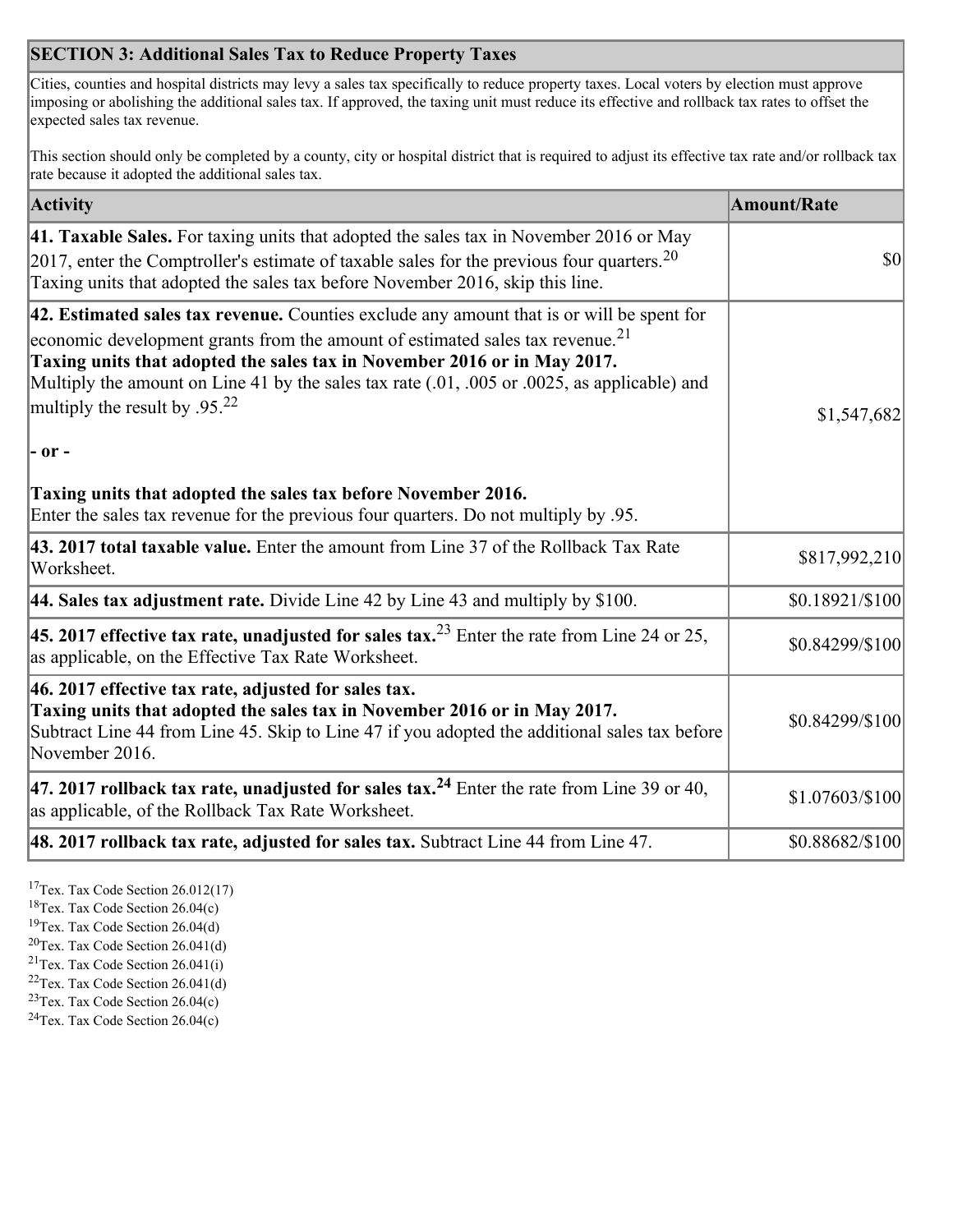| SECTION 3: Additional Sales Tax to Reduce Property Taxes | |
|---|---|
| Cities, counties and hospital districts may levy a sales tax specifically to reduce property taxes. Local voters by election must approve imposing or abolishing the additional sales tax. If approved, the taxing unit must reduce its effective and rollback tax rates to offset the expected sales tax revenue.<br><br>This section should only be completed by a county, city or hospital district that is required to adjust its effective tax rate and/or rollback tax rate because it adopted the additional sales tax. | |

| Activity | Amount/Rate |
|---|---|
| **41. Taxable Sales.** For taxing units that adopted the sales tax in November 2016 or May 2017, enter the Comptroller's estimate of taxable sales for the previous four quarters.[20] Taxing units that adopted the sales tax before November 2016, skip this line. | $0 |
| **42. Estimated sales tax revenue.** Counties exclude any amount that is or will be spent for economic development grants from the amount of estimated sales tax revenue.[21]<br>**Taxing units that adopted the sales tax in November 2016 or in May 2017.**<br>Multiply the amount on Line 41 by the sales tax rate (.01, .005 or .0025, as applicable) and multiply the result by .95.[22]<br><br>**- or -**<br><br>**Taxing units that adopted the sales tax before November 2016.**<br>Enter the sales tax revenue for the previous four quarters. Do not multiply by .95. | $1,547,682 |
| **43. 2017 total taxable value.** Enter the amount from Line 37 of the Rollback Tax Rate Worksheet. | $817,992,210 |
| **44. Sales tax adjustment rate.** Divide Line 42 by Line 43 and multiply by $100. | $0.18921/$100 |
| **45. 2017 effective tax rate, unadjusted for sales tax.**[23] Enter the rate from Line 24 or 25, as applicable, on the Effective Tax Rate Worksheet. | $0.84299/$100 |
| **46. 2017 effective tax rate, adjusted for sales tax.**<br>**Taxing units that adopted the sales tax in November 2016 or in May 2017.**<br>Subtract Line 44 from Line 45. Skip to Line 47 if you adopted the additional sales tax before November 2016. | $0.84299/$100 |
| **47. 2017 rollback tax rate, unadjusted for sales tax.**[24] Enter the rate from Line 39 or 40, as applicable, of the Rollback Tax Rate Worksheet. | $1.07603/$100 |
| **48. 2017 rollback tax rate, adjusted for sales tax.** Subtract Line 44 from Line 47. | $0.88682/$100 |

[17] Tex. Tax Code Section 26.012(17)
[18] Tex. Tax Code Section 26.04(c)
[19] Tex. Tax Code Section 26.04(d)
[20] Tex. Tax Code Section 26.041(d)
[21] Tex. Tax Code Section 26.041(i)
[22] Tex. Tax Code Section 26.041(d)
[23] Tex. Tax Code Section 26.04(c)
[24] Tex. Tax Code Section 26.04(c)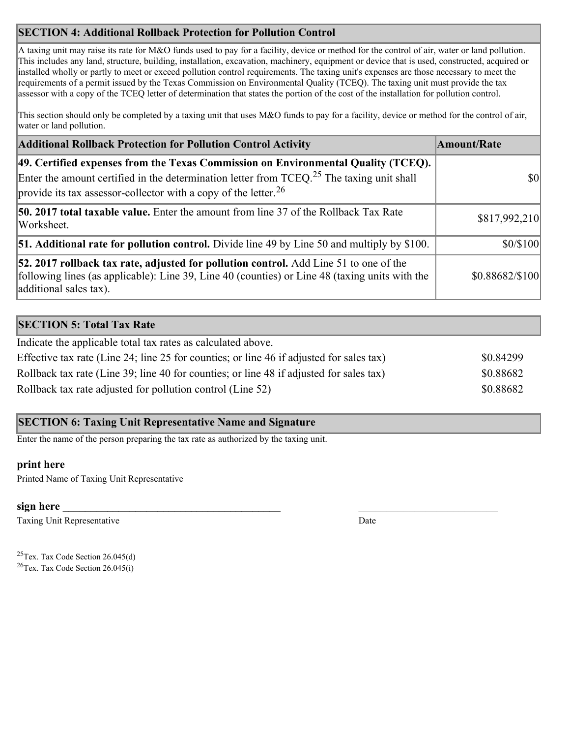## SECTION 4: Additional Rollback Protection for Pollution Control

A taxing unit may raise its rate for M&O funds used to pay for a facility, device or method for the control of air, water or land pollution. This includes any land, structure, building, installation, excavation, machinery, equipment or device that is used, constructed, acquired or installed wholly or partly to meet or exceed pollution control requirements. The taxing unit's expenses are those necessary to meet the requirements of a permit issued by the Texas Commission on Environmental Quality (TCEQ). The taxing unit must provide the tax assessor with a copy of the TCEQ letter of determination that states the portion of the cost of the installation for pollution control.

This section should only be completed by a taxing unit that uses M&O funds to pay for a facility, device or method for the control of air, water or land pollution.

| Additional Rollback Protection for Pollution Control Activity | Amount/Rate |
|---|---|
| **49. Certified expenses from the Texas Commission on Environmental Quality (TCEQ).** Enter the amount certified in the determination letter from TCEQ.[25] The taxing unit shall provide its tax assessor-collector with a copy of the letter.[26] | $0 |
| **50. 2017 total taxable value.** Enter the amount from line 37 of the Rollback Tax Rate Worksheet. | $817,992,210 |
| **51. Additional rate for pollution control.** Divide line 49 by Line 50 and multiply by $100. | $0/$100 |
| **52. 2017 rollback tax rate, adjusted for pollution control.** Add Line 51 to one of the following lines (as applicable): Line 39, Line 40 (counties) or Line 48 (taxing units with the additional sales tax). | $0.88682/$100 |

## SECTION 5: Total Tax Rate

Indicate the applicable total tax rates as calculated above.

| | |
|---|---|
| Effective tax rate (Line 24; line 25 for counties; or line 46 if adjusted for sales tax) | $0.84299 |
| Rollback tax rate (Line 39; line 40 for counties; or line 48 if adjusted for sales tax) | $0.88682 |
| Rollback tax rate adjusted for pollution control (Line 52) | $0.88682 |

## SECTION 6: Taxing Unit Representative Name and Signature

Enter the name of the person preparing the tax rate as authorized by the taxing unit.

**print here**

Printed Name of Taxing Unit Representative

**sign here** \_\_\_\_\_\_\_\_\_\_\_\_\_\_\_\_\_\_\_\_\_\_\_\_\_\_\_\_\_\_\_\_\_\_\_\_\_\_\_\_ \_\_\_\_\_\_\_\_\_\_\_\_\_\_\_\_\_\_\_\_\_\_\_\_\_\_\_\_

Taxing Unit Representative Date

[25]Tex. Tax Code Section 26.045(d)
[26]Tex. Tax Code Section 26.045(i)